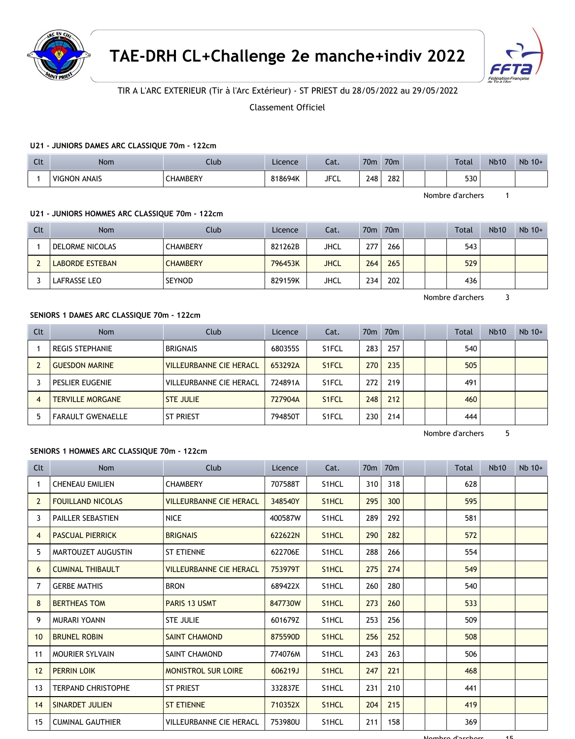# TAE-DRH CL+Challenge 2e manche+indiv 2022

TIR A L'ARC EXTERIEUR (Tir à l'Arc Extérieur) - ST PRIEST du 28/05/2022 au 29/05/2022

Classement Officiel

### U21 - JUNIORS DAMES ARC CLASSIQUE 70m - 122cm

| Clt | Nom | Club | Licence | Cat. | 70m | 70m | | | Total | Nb10 | Nb 10+ |
|---|---|---|---|---|---|---|---|---|---|---|---|
| 1 | VIGNON ANAIS | CHAMBERY | 818694K | JFCL | 248 | 282 | | | 530 | | |

Nombre d'archers 1

### U21 - JUNIORS HOMMES ARC CLASSIQUE 70m - 122cm

| Clt | Nom | Club | Licence | Cat. | 70m | 70m | | | Total | Nb10 | Nb 10+ |
|---|---|---|---|---|---|---|---|---|---|---|---|
| 1 | DELORME NICOLAS | CHAMBERY | 821262B | JHCL | 277 | 266 | | | 543 | | |
| 2 | LABORDE ESTEBAN | CHAMBERY | 796453K | JHCL | 264 | 265 | | | 529 | | |
| 3 | LAFRASSE LEO | SEYNOD | 829159K | JHCL | 234 | 202 | | | 436 | | |

Nombre d'archers 3

### SENIORS 1 DAMES ARC CLASSIQUE 70m - 122cm

| Clt | Nom | Club | Licence | Cat. | 70m | 70m | | | Total | Nb10 | Nb 10+ |
|---|---|---|---|---|---|---|---|---|---|---|---|
| 1 | REGIS STEPHANIE | BRIGNAIS | 680355S | S1FCL | 283 | 257 | | | 540 | | |
| 2 | GUESDON MARINE | VILLEURBANNE CIE HERACL | 653292A | S1FCL | 270 | 235 | | | 505 | | |
| 3 | PESLIER EUGENIE | VILLEURBANNE CIE HERACL | 724891A | S1FCL | 272 | 219 | | | 491 | | |
| 4 | TERVILLE MORGANE | STE JULIE | 727904A | S1FCL | 248 | 212 | | | 460 | | |
| 5 | FARAULT GWENAELLE | ST PRIEST | 794850T | S1FCL | 230 | 214 | | | 444 | | |

Nombre d'archers 5

### SENIORS 1 HOMMES ARC CLASSIQUE 70m - 122cm

| Clt | Nom | Club | Licence | Cat. | 70m | 70m | | | Total | Nb10 | Nb 10+ |
|---|---|---|---|---|---|---|---|---|---|---|---|
| 1 | CHENEAU EMILIEN | CHAMBERY | 707588T | S1HCL | 310 | 318 | | | 628 | | |
| 2 | FOUILLAND NICOLAS | VILLEURBANNE CIE HERACL | 348540Y | S1HCL | 295 | 300 | | | 595 | | |
| 3 | PAILLER SEBASTIEN | NICE | 400587W | S1HCL | 289 | 292 | | | 581 | | |
| 4 | PASCUAL PIERRICK | BRIGNAIS | 622622N | S1HCL | 290 | 282 | | | 572 | | |
| 5 | MARTOUZET AUGUSTIN | ST ETIENNE | 622706E | S1HCL | 288 | 266 | | | 554 | | |
| 6 | CUMINAL THIBAULT | VILLEURBANNE CIE HERACL | 753979T | S1HCL | 275 | 274 | | | 549 | | |
| 7 | GERBE MATHIS | BRON | 689422X | S1HCL | 260 | 280 | | | 540 | | |
| 8 | BERTHEAS TOM | PARIS 13 USMT | 847730W | S1HCL | 273 | 260 | | | 533 | | |
| 9 | MURARI YOANN | STE JULIE | 601679Z | S1HCL | 253 | 256 | | | 509 | | |
| 10 | BRUNEL ROBIN | SAINT CHAMOND | 875590D | S1HCL | 256 | 252 | | | 508 | | |
| 11 | MOURIER SYLVAIN | SAINT CHAMOND | 774076M | S1HCL | 243 | 263 | | | 506 | | |
| 12 | PERRIN LOIK | MONISTROL SUR LOIRE | 606219J | S1HCL | 247 | 221 | | | 468 | | |
| 13 | TERPAND CHRISTOPHE | ST PRIEST | 332837E | S1HCL | 231 | 210 | | | 441 | | |
| 14 | SINARDET JULIEN | ST ETIENNE | 710352X | S1HCL | 204 | 215 | | | 419 | | |
| 15 | CUMINAL GAUTHIER | VILLEURBANNE CIE HERACL | 753980U | S1HCL | 211 | 158 | | | 369 | | |

Nombre d'archers 15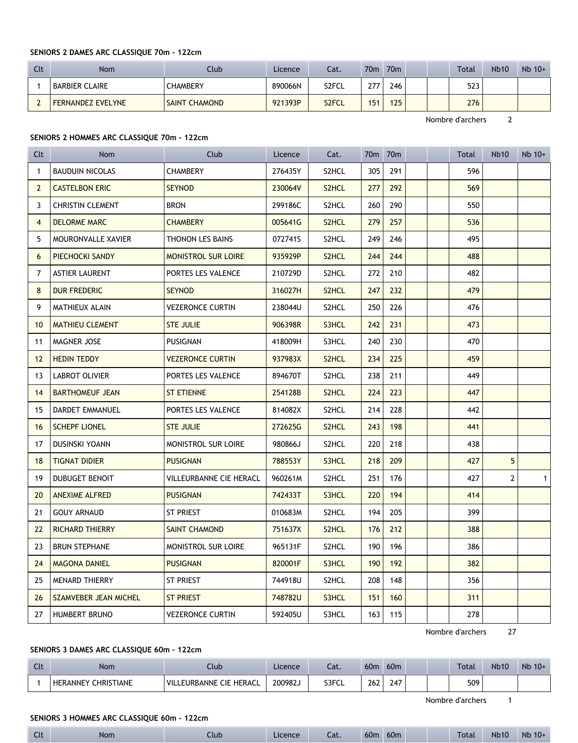**SENIORS 2 DAMES ARC CLASSIQUE 70m - 122cm**

| Clt | Nom | Club | Licence | Cat. | 70m | 70m | | | Total | Nb10 | Nb 10+ |
|---|---|---|---|---|---|---|---|---|---|---|---|
| 1 | BARBIER CLAIRE | CHAMBERY | 890066N | S2FCL | 277 | 246 | | | 523 | | |
| 2 | FERNANDEZ EVELYNE | SAINT CHAMOND | 921393P | S2FCL | 151 | 125 | | | 276 | | |

Nombre d'archers 2

**SENIORS 2 HOMMES ARC CLASSIQUE 70m - 122cm**

| Clt | Nom | Club | Licence | Cat. | 70m | 70m | | | Total | Nb10 | Nb 10+ |
|---|---|---|---|---|---|---|---|---|---|---|---|
| 1 | BAUDUIN NICOLAS | CHAMBERY | 276435Y | S2HCL | 305 | 291 | | | 596 | | |
| 2 | CASTELBON ERIC | SEYNOD | 230064V | S2HCL | 277 | 292 | | | 569 | | |
| 3 | CHRISTIN CLEMENT | BRON | 299186C | S2HCL | 260 | 290 | | | 550 | | |
| 4 | DELORME MARC | CHAMBERY | 005641G | S2HCL | 279 | 257 | | | 536 | | |
| 5 | MOURONVALLE XAVIER | THONON LES BAINS | 072741S | S2HCL | 249 | 246 | | | 495 | | |
| 6 | PIECHOCKI SANDY | MONISTROL SUR LOIRE | 935929P | S2HCL | 244 | 244 | | | 488 | | |
| 7 | ASTIER LAURENT | PORTES LES VALENCE | 210729D | S2HCL | 272 | 210 | | | 482 | | |
| 8 | DUR FREDERIC | SEYNOD | 316027H | S2HCL | 247 | 232 | | | 479 | | |
| 9 | MATHIEUX ALAIN | VEZERONCE CURTIN | 238044U | S2HCL | 250 | 226 | | | 476 | | |
| 10 | MATHIEU CLEMENT | STE JULIE | 906398R | S3HCL | 242 | 231 | | | 473 | | |
| 11 | MAGNER JOSE | PUSIGNAN | 418009H | S3HCL | 240 | 230 | | | 470 | | |
| 12 | HEDIN TEDDY | VEZERONCE CURTIN | 937983X | S2HCL | 234 | 225 | | | 459 | | |
| 13 | LABROT OLIVIER | PORTES LES VALENCE | 894670T | S2HCL | 238 | 211 | | | 449 | | |
| 14 | BARTHOMEUF JEAN | ST ETIENNE | 254128B | S2HCL | 224 | 223 | | | 447 | | |
| 15 | DARDET EMMANUEL | PORTES LES VALENCE | 814082X | S2HCL | 214 | 228 | | | 442 | | |
| 16 | SCHEPF LIONEL | STE JULIE | 272625G | S2HCL | 243 | 198 | | | 441 | | |
| 17 | DUSINSKI YOANN | MONISTROL SUR LOIRE | 980866J | S2HCL | 220 | 218 | | | 438 | | |
| 18 | TIGNAT DIDIER | PUSIGNAN | 788553Y | S3HCL | 218 | 209 | | | 427 | 5 | |
| 19 | DUBUGET BENOIT | VILLEURBANNE CIE HERACL | 960261M | S2HCL | 251 | 176 | | | 427 | 2 | 1 |
| 20 | ANEXIME ALFRED | PUSIGNAN | 742433T | S3HCL | 220 | 194 | | | 414 | | |
| 21 | GOUY ARNAUD | ST PRIEST | 010683M | S2HCL | 194 | 205 | | | 399 | | |
| 22 | RICHARD THIERRY | SAINT CHAMOND | 751637X | S2HCL | 176 | 212 | | | 388 | | |
| 23 | BRUN STEPHANE | MONISTROL SUR LOIRE | 965131F | S2HCL | 190 | 196 | | | 386 | | |
| 24 | MAGONA DANIEL | PUSIGNAN | 820001F | S3HCL | 190 | 192 | | | 382 | | |
| 25 | MENARD THIERRY | ST PRIEST | 744918U | S2HCL | 208 | 148 | | | 356 | | |
| 26 | SZAMVEBER JEAN MICHEL | ST PRIEST | 748782U | S3HCL | 151 | 160 | | | 311 | | |
| 27 | HUMBERT BRUNO | VEZERONCE CURTIN | 592405U | S3HCL | 163 | 115 | | | 278 | | |

Nombre d'archers 27

**SENIORS 3 DAMES ARC CLASSIQUE 60m - 122cm**

| Clt | Nom | Club | Licence | Cat. | 60m | 60m | | | Total | Nb10 | Nb 10+ |
|---|---|---|---|---|---|---|---|---|---|---|---|
| 1 | HERANNEY CHRISTIANE | VILLEURBANNE CIE HERACL | 200982J | S3FCL | 262 | 247 | | | 509 | | |

Nombre d'archers 1

**SENIORS 3 HOMMES ARC CLASSIQUE 60m - 122cm**

| Clt | Nom | Club | Licence | Cat. | 60m | 60m | | | Total | Nb10 | Nb 10+ |
|---|---|---|---|---|---|---|---|---|---|---|---|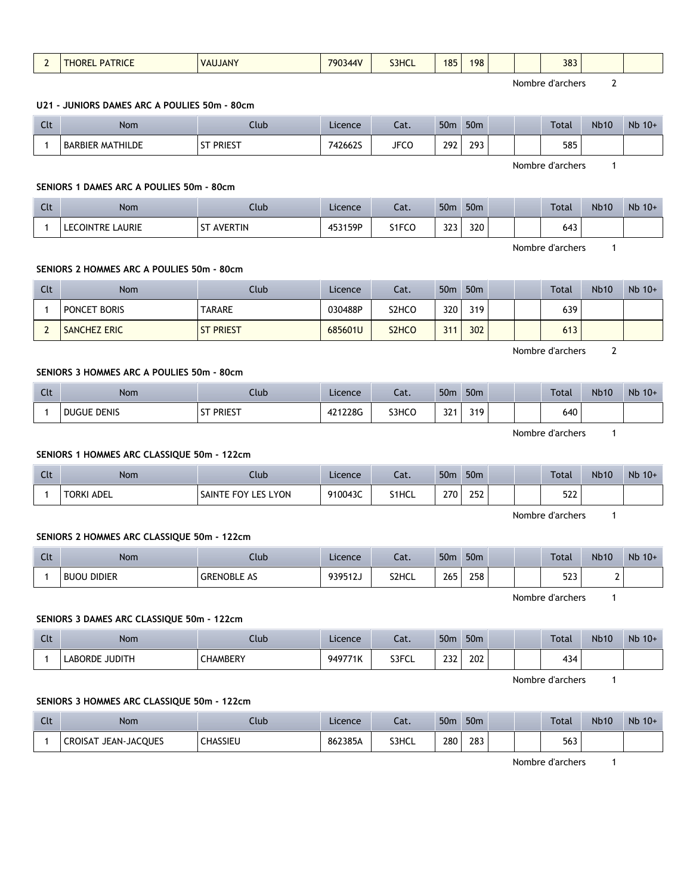| 2 | THOREL PATRICE | VAUJANY | 790344V | S3HCL | 185 | 198 | | | 383 | | |
|---|---|---|---|---|---|---|---|---|---|---|---|

Nombre d'archers 2

**U21 - JUNIORS DAMES ARC A POULIES 50m - 80cm**

| Clt | Nom | Club | Licence | Cat. | 50m | 50m | | | Total | Nb10 | Nb 10+ |
|---|---|---|---|---|---|---|---|---|---|---|---|
| 1 | BARBIER MATHILDE | ST PRIEST | 742662S | JFCO | 292 | 293 | | | 585 | | |

Nombre d'archers 1

**SENIORS 1 DAMES ARC A POULIES 50m - 80cm**

| Clt | Nom | Club | Licence | Cat. | 50m | 50m | | | Total | Nb10 | Nb 10+ |
|---|---|---|---|---|---|---|---|---|---|---|---|
| 1 | LECOINTRE LAURIE | ST AVERTIN | 453159P | S1FCO | 323 | 320 | | | 643 | | |

Nombre d'archers 1

**SENIORS 2 HOMMES ARC A POULIES 50m - 80cm**

| Clt | Nom | Club | Licence | Cat. | 50m | 50m | | | Total | Nb10 | Nb 10+ |
|---|---|---|---|---|---|---|---|---|---|---|---|
| 1 | PONCET BORIS | TARARE | 030488P | S2HCO | 320 | 319 | | | 639 | | |
| 2 | SANCHEZ ERIC | ST PRIEST | 685601U | S2HCO | 311 | 302 | | | 613 | | |

Nombre d'archers 2

**SENIORS 3 HOMMES ARC A POULIES 50m - 80cm**

| Clt | Nom | Club | Licence | Cat. | 50m | 50m | | | Total | Nb10 | Nb 10+ |
|---|---|---|---|---|---|---|---|---|---|---|---|
| 1 | DUGUE DENIS | ST PRIEST | 421228G | S3HCO | 321 | 319 | | | 640 | | |

Nombre d'archers 1

**SENIORS 1 HOMMES ARC CLASSIQUE 50m - 122cm**

| Clt | Nom | Club | Licence | Cat. | 50m | 50m | | | Total | Nb10 | Nb 10+ |
|---|---|---|---|---|---|---|---|---|---|---|---|
| 1 | TORKI ADEL | SAINTE FOY LES LYON | 910043C | S1HCL | 270 | 252 | | | 522 | | |

Nombre d'archers 1

**SENIORS 2 HOMMES ARC CLASSIQUE 50m - 122cm**

| Clt | Nom | Club | Licence | Cat. | 50m | 50m | | | Total | Nb10 | Nb 10+ |
|---|---|---|---|---|---|---|---|---|---|---|---|
| 1 | BUOU DIDIER | GRENOBLE AS | 939512J | S2HCL | 265 | 258 | | | 523 | 2 | |

Nombre d'archers 1

**SENIORS 3 DAMES ARC CLASSIQUE 50m - 122cm**

| Clt | Nom | Club | Licence | Cat. | 50m | 50m | | | Total | Nb10 | Nb 10+ |
|---|---|---|---|---|---|---|---|---|---|---|---|
| 1 | LABORDE JUDITH | CHAMBERY | 949771K | S3FCL | 232 | 202 | | | 434 | | |

Nombre d'archers 1

**SENIORS 3 HOMMES ARC CLASSIQUE 50m - 122cm**

| Clt | Nom | Club | Licence | Cat. | 50m | 50m | | | Total | Nb10 | Nb 10+ |
|---|---|---|---|---|---|---|---|---|---|---|---|
| 1 | CROISAT JEAN-JACQUES | CHASSIEU | 862385A | S3HCL | 280 | 283 | | | 563 | | |

Nombre d'archers 1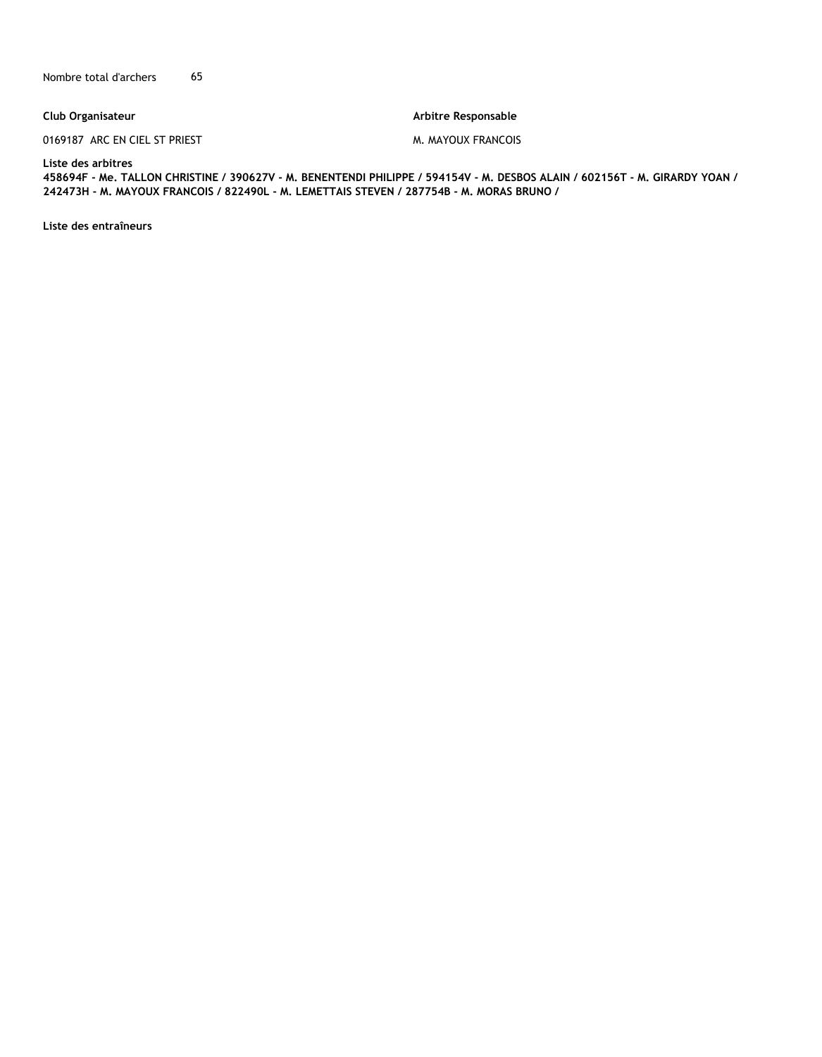Nombre total d'archers 65

**Club Organisateur**

0169187 ARC EN CIEL ST PRIEST

**Arbitre Responsable**

M. MAYOUX FRANCOIS

**Liste des arbitres**

**458694F - Me. TALLON CHRISTINE / 390627V - M. BENENTENDI PHILIPPE / 594154V - M. DESBOS ALAIN / 602156T - M. GIRARDY YOAN / 242473H - M. MAYOUX FRANCOIS / 822490L - M. LEMETTAIS STEVEN / 287754B - M. MORAS BRUNO /**

**Liste des entraîneurs**